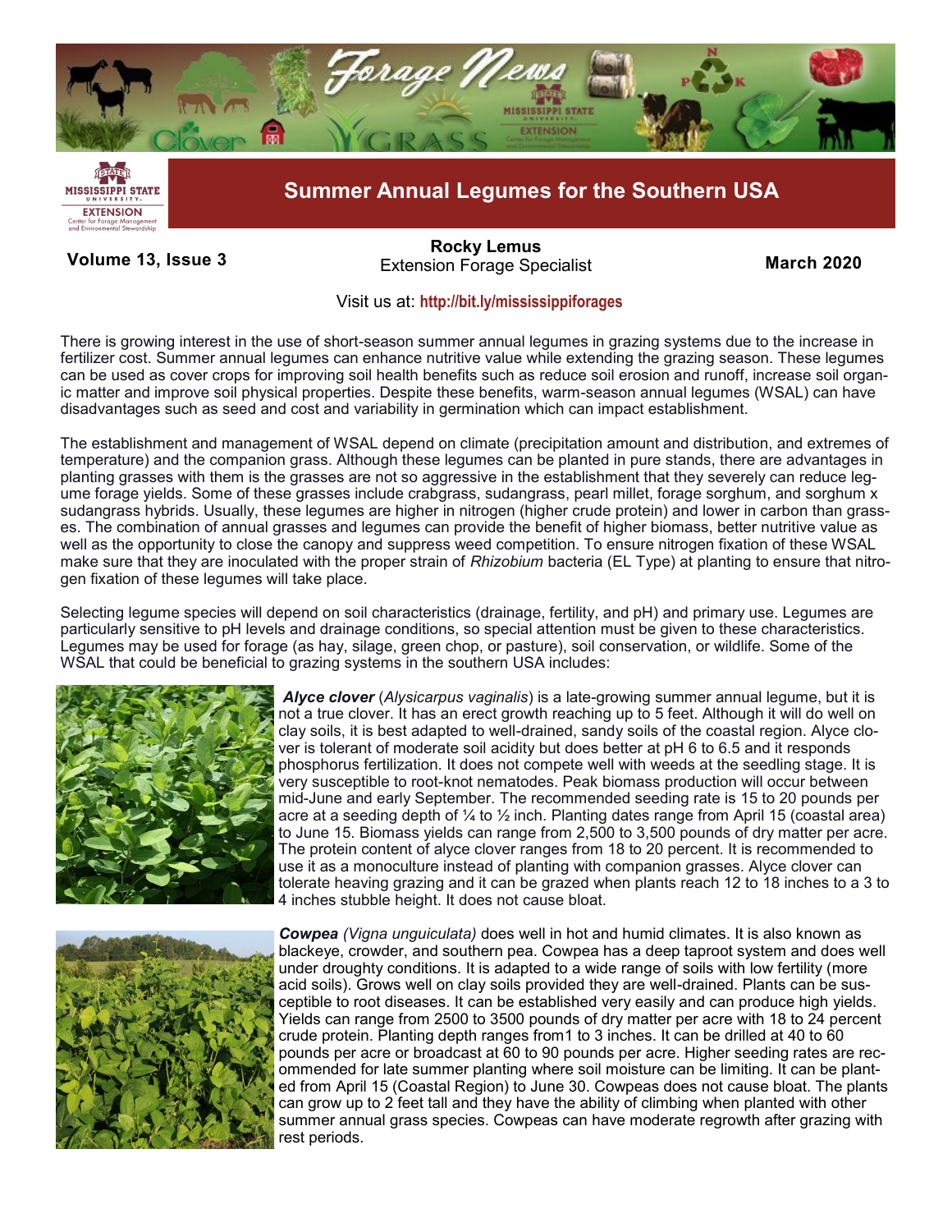# Summer Annual Legumes for the Southern USA

**Volume 13, Issue 3**

**Rocky Lemus**
Extension Forage Specialist

**March 2020**

Visit us at: **http://bit.ly/mississippiforages**

There is growing interest in the use of short-season summer annual legumes in grazing systems due to the increase in fertilizer cost. Summer annual legumes can enhance nutritive value while extending the grazing season. These legumes can be used as cover crops for improving soil health benefits such as reduce soil erosion and runoff, increase soil organic matter and improve soil physical properties. Despite these benefits, warm-season annual legumes (WSAL) can have disadvantages such as seed and cost and variability in germination which can impact establishment.

The establishment and management of WSAL depend on climate (precipitation amount and distribution, and extremes of temperature) and the companion grass. Although these legumes can be planted in pure stands, there are advantages in planting grasses with them is the grasses are not so aggressive in the establishment that they severely can reduce legume forage yields. Some of these grasses include crabgrass, sudangrass, pearl millet, forage sorghum, and sorghum x sudangrass hybrids. Usually, these legumes are higher in nitrogen (higher crude protein) and lower in carbon than grasses. The combination of annual grasses and legumes can provide the benefit of higher biomass, better nutritive value as well as the opportunity to close the canopy and suppress weed competition. To ensure nitrogen fixation of these WSAL make sure that they are inoculated with the proper strain of *Rhizobium* bacteria (EL Type) at planting to ensure that nitrogen fixation of these legumes will take place.

Selecting legume species will depend on soil characteristics (drainage, fertility, and pH) and primary use. Legumes are particularly sensitive to pH levels and drainage conditions, so special attention must be given to these characteristics. Legumes may be used for forage (as hay, silage, green chop, or pasture), soil conservation, or wildlife. Some of the WSAL that could be beneficial to grazing systems in the southern USA includes:

***Alyce clover*** (*Alysicarpus vaginalis*) is a late-growing summer annual legume, but it is not a true clover. It has an erect growth reaching up to 5 feet. Although it will do well on clay soils, it is best adapted to well-drained, sandy soils of the coastal region. Alyce clover is tolerant of moderate soil acidity but does better at pH 6 to 6.5 and it responds phosphorus fertilization. It does not compete well with weeds at the seedling stage. It is very susceptible to root-knot nematodes. Peak biomass production will occur between mid-June and early September. The recommended seeding rate is 15 to 20 pounds per acre at a seeding depth of ¼ to ½ inch. Planting dates range from April 15 (coastal area) to June 15. Biomass yields can range from 2,500 to 3,500 pounds of dry matter per acre. The protein content of alyce clover ranges from 18 to 20 percent. It is recommended to use it as a monoculture instead of planting with companion grasses. Alyce clover can tolerate heaving grazing and it can be grazed when plants reach 12 to 18 inches to a 3 to 4 inches stubble height. It does not cause bloat.

***Cowpea*** *(Vigna unguiculata)* does well in hot and humid climates. It is also known as blackeye, crowder, and southern pea. Cowpea has a deep taproot system and does well under droughty conditions. It is adapted to a wide range of soils with low fertility (more acid soils). Grows well on clay soils provided they are well-drained. Plants can be susceptible to root diseases. It can be established very easily and can produce high yields. Yields can range from 2500 to 3500 pounds of dry matter per acre with 18 to 24 percent crude protein. Planting depth ranges from1 to 3 inches. It can be drilled at 40 to 60 pounds per acre or broadcast at 60 to 90 pounds per acre. Higher seeding rates are recommended for late summer planting where soil moisture can be limiting. It can be planted from April 15 (Coastal Region) to June 30. Cowpeas does not cause bloat. The plants can grow up to 2 feet tall and they have the ability of climbing when planted with other summer annual grass species. Cowpeas can have moderate regrowth after grazing with rest periods.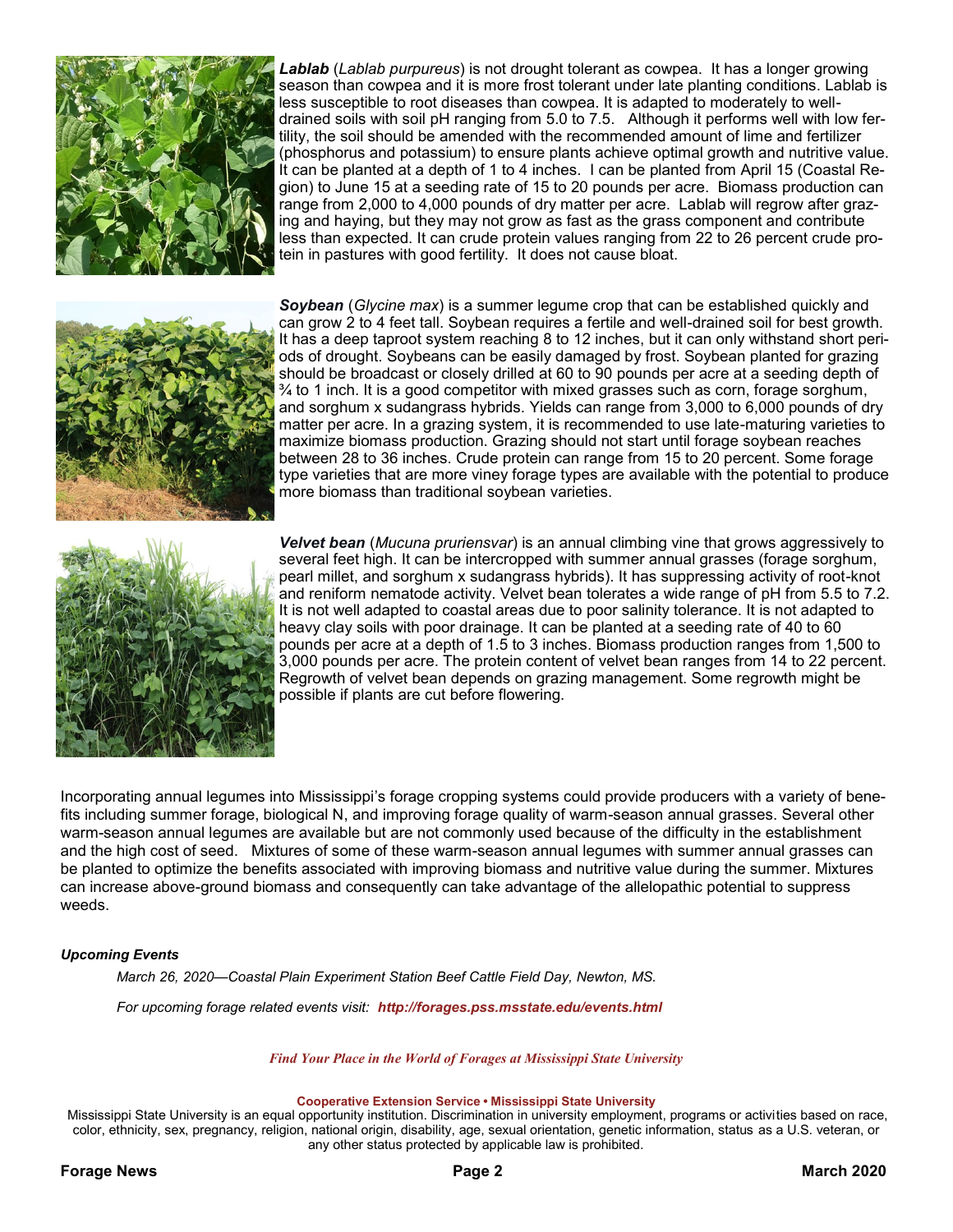***Lablab*** (*Lablab purpureus*) is not drought tolerant as cowpea. It has a longer growing season than cowpea and it is more frost tolerant under late planting conditions. Lablab is less susceptible to root diseases than cowpea. It is adapted to moderately to well-drained soils with soil pH ranging from 5.0 to 7.5. Although it performs well with low fertility, the soil should be amended with the recommended amount of lime and fertilizer (phosphorus and potassium) to ensure plants achieve optimal growth and nutritive value. It can be planted at a depth of 1 to 4 inches. I can be planted from April 15 (Coastal Region) to June 15 at a seeding rate of 15 to 20 pounds per acre. Biomass production can range from 2,000 to 4,000 pounds of dry matter per acre. Lablab will regrow after grazing and haying, but they may not grow as fast as the grass component and contribute less than expected. It can crude protein values ranging from 22 to 26 percent crude protein in pastures with good fertility. It does not cause bloat.

***Soybean*** (*Glycine max*) is a summer legume crop that can be established quickly and can grow 2 to 4 feet tall. Soybean requires a fertile and well-drained soil for best growth. It has a deep taproot system reaching 8 to 12 inches, but it can only withstand short periods of drought. Soybeans can be easily damaged by frost. Soybean planted for grazing should be broadcast or closely drilled at 60 to 90 pounds per acre at a seeding depth of ¾ to 1 inch. It is a good competitor with mixed grasses such as corn, forage sorghum, and sorghum x sudangrass hybrids. Yields can range from 3,000 to 6,000 pounds of dry matter per acre. In a grazing system, it is recommended to use late-maturing varieties to maximize biomass production. Grazing should not start until forage soybean reaches between 28 to 36 inches. Crude protein can range from 15 to 20 percent. Some forage type varieties that are more viney forage types are available with the potential to produce more biomass than traditional soybean varieties.

***Velvet bean*** (*Mucuna pruriensvar*) is an annual climbing vine that grows aggressively to several feet high. It can be intercropped with summer annual grasses (forage sorghum, pearl millet, and sorghum x sudangrass hybrids). It has suppressing activity of root-knot and reniform nematode activity. Velvet bean tolerates a wide range of pH from 5.5 to 7.2. It is not well adapted to coastal areas due to poor salinity tolerance. It is not adapted to heavy clay soils with poor drainage. It can be planted at a seeding rate of 40 to 60 pounds per acre at a depth of 1.5 to 3 inches. Biomass production ranges from 1,500 to 3,000 pounds per acre. The protein content of velvet bean ranges from 14 to 22 percent. Regrowth of velvet bean depends on grazing management. Some regrowth might be possible if plants are cut before flowering.

Incorporating annual legumes into Mississippi's forage cropping systems could provide producers with a variety of benefits including summer forage, biological N, and improving forage quality of warm-season annual grasses. Several other warm-season annual legumes are available but are not commonly used because of the difficulty in the establishment and the high cost of seed. Mixtures of some of these warm-season annual legumes with summer annual grasses can be planted to optimize the benefits associated with improving biomass and nutritive value during the summer. Mixtures can increase above-ground biomass and consequently can take advantage of the allelopathic potential to suppress weeds.

***Upcoming Events***

*March 26, 2020—Coastal Plain Experiment Station Beef Cattle Field Day, Newton, MS.*

*For upcoming forage related events visit:* ***http://forages.pss.msstate.edu/events.html***

*Find Your Place in the World of Forages at Mississippi State University*

**Cooperative Extension Service • Mississippi State University**

Mississippi State University is an equal opportunity institution. Discrimination in university employment, programs or activities based on race, color, ethnicity, sex, pregnancy, religion, national origin, disability, age, sexual orientation, genetic information, status as a U.S. veteran, or any other status protected by applicable law is prohibited.